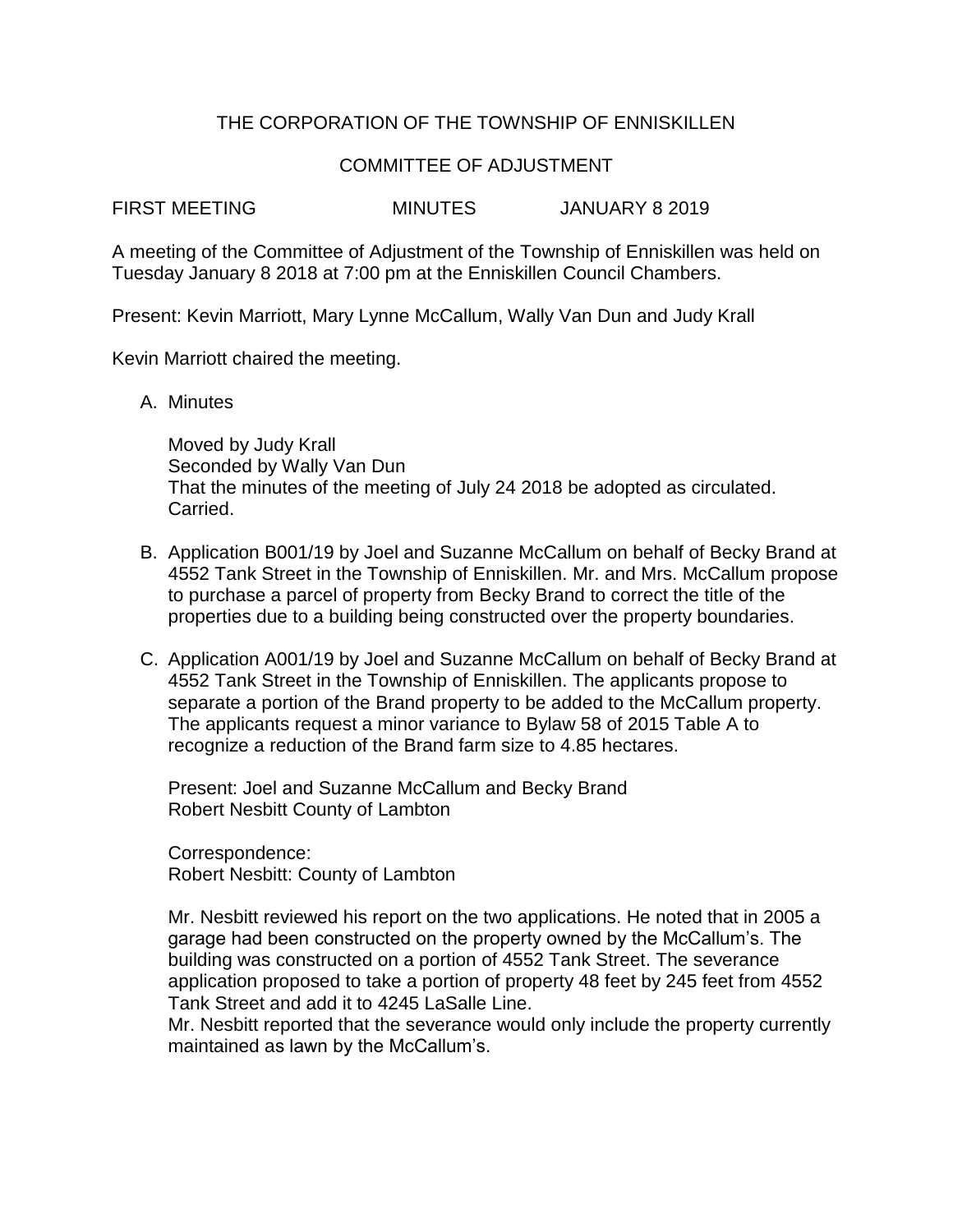THE CORPORATION OF THE TOWNSHIP OF ENNISKILLEN

COMMITTEE OF ADJUSTMENT

FIRST MEETING MINUTES JANUARY 8 2019

A meeting of the Committee of Adjustment of the Township of Enniskillen was held on Tuesday January 8 2018 at 7:00 pm at the Enniskillen Council Chambers.

Present: Kevin Marriott, Mary Lynne McCallum, Wally Van Dun and Judy Krall

Kevin Marriott chaired the meeting.

A. Minutes

   Moved by Judy Krall
   Seconded by Wally Van Dun
   That the minutes of the meeting of July 24 2018 be adopted as circulated.
   Carried.

B. Application B001/19 by Joel and Suzanne McCallum on behalf of Becky Brand at 4552 Tank Street in the Township of Enniskillen. Mr. and Mrs. McCallum propose to purchase a parcel of property from Becky Brand to correct the title of the properties due to a building being constructed over the property boundaries.

C. Application A001/19 by Joel and Suzanne McCallum on behalf of Becky Brand at 4552 Tank Street in the Township of Enniskillen. The applicants propose to separate a portion of the Brand property to be added to the McCallum property. The applicants request a minor variance to Bylaw 58 of 2015 Table A to recognize a reduction of the Brand farm size to 4.85 hectares.

   Present: Joel and Suzanne McCallum and Becky Brand
   Robert Nesbitt County of Lambton

   Correspondence:
   Robert Nesbitt: County of Lambton

   Mr. Nesbitt reviewed his report on the two applications. He noted that in 2005 a garage had been constructed on the property owned by the McCallum's. The building was constructed on a portion of 4552 Tank Street. The severance application proposed to take a portion of property 48 feet by 245 feet from 4552 Tank Street and add it to 4245 LaSalle Line.
   Mr. Nesbitt reported that the severance would only include the property currently maintained as lawn by the McCallum's.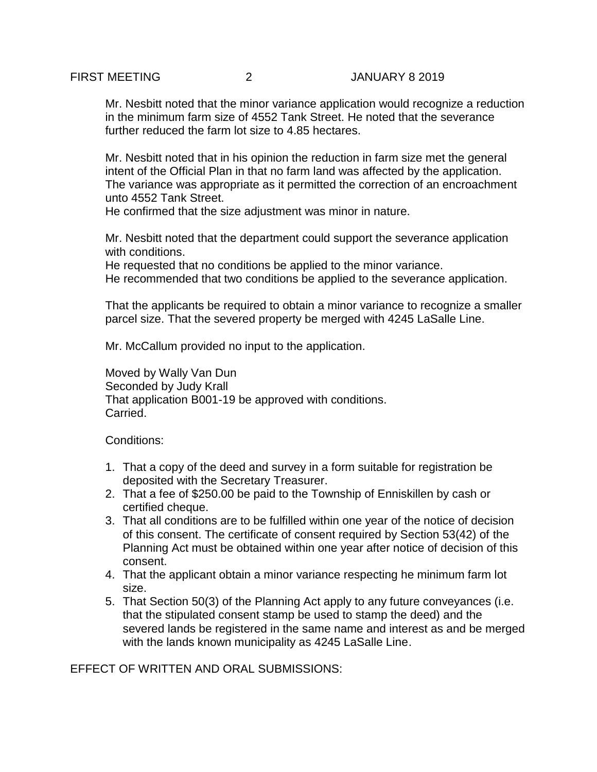Mr. Nesbitt noted that the minor variance application would recognize a reduction in the minimum farm size of 4552 Tank Street. He noted that the severance further reduced the farm lot size to 4.85 hectares.

Mr. Nesbitt noted that in his opinion the reduction in farm size met the general intent of the Official Plan in that no farm land was affected by the application. The variance was appropriate as it permitted the correction of an encroachment unto 4552 Tank Street.
He confirmed that the size adjustment was minor in nature.

Mr. Nesbitt noted that the department could support the severance application with conditions.
He requested that no conditions be applied to the minor variance.
He recommended that two conditions be applied to the severance application.

That the applicants be required to obtain a minor variance to recognize a smaller parcel size. That the severed property be merged with 4245 LaSalle Line.

Mr. McCallum provided no input to the application.

Moved by Wally Van Dun
Seconded by Judy Krall
That application B001-19 be approved with conditions.
Carried.

Conditions:

1. That a copy of the deed and survey in a form suitable for registration be deposited with the Secretary Treasurer.
2. That a fee of $250.00 be paid to the Township of Enniskillen by cash or certified cheque.
3. That all conditions are to be fulfilled within one year of the notice of decision of this consent. The certificate of consent required by Section 53(42) of the Planning Act must be obtained within one year after notice of decision of this consent.
4. That the applicant obtain a minor variance respecting he minimum farm lot size.
5. That Section 50(3) of the Planning Act apply to any future conveyances (i.e. that the stipulated consent stamp be used to stamp the deed) and the severed lands be registered in the same name and interest as and be merged with the lands known municipality as 4245 LaSalle Line.

EFFECT OF WRITTEN AND ORAL SUBMISSIONS: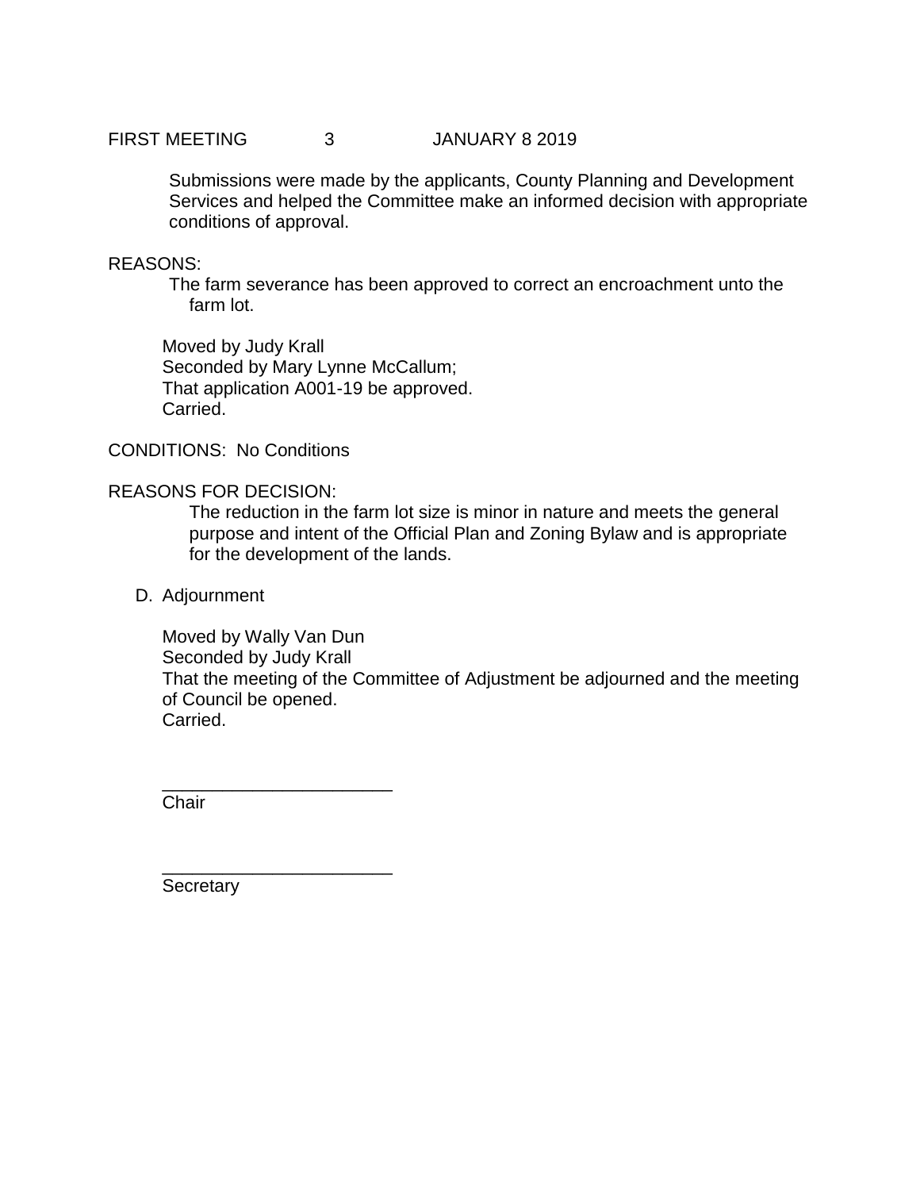Submissions were made by the applicants, County Planning and Development Services and helped the Committee make an informed decision with appropriate conditions of approval.

REASONS:

The farm severance has been approved to correct an encroachment unto the farm lot.

Moved by Judy Krall
Seconded by Mary Lynne McCallum;
That application A001-19 be approved.
Carried.

CONDITIONS: No Conditions

REASONS FOR DECISION:

The reduction in the farm lot size is minor in nature and meets the general purpose and intent of the Official Plan and Zoning Bylaw and is appropriate for the development of the lands.

D. Adjournment

Moved by Wally Van Dun
Seconded by Judy Krall
That the meeting of the Committee of Adjustment be adjourned and the meeting of Council be opened.
Carried.

_______________________
Chair

_______________________
Secretary